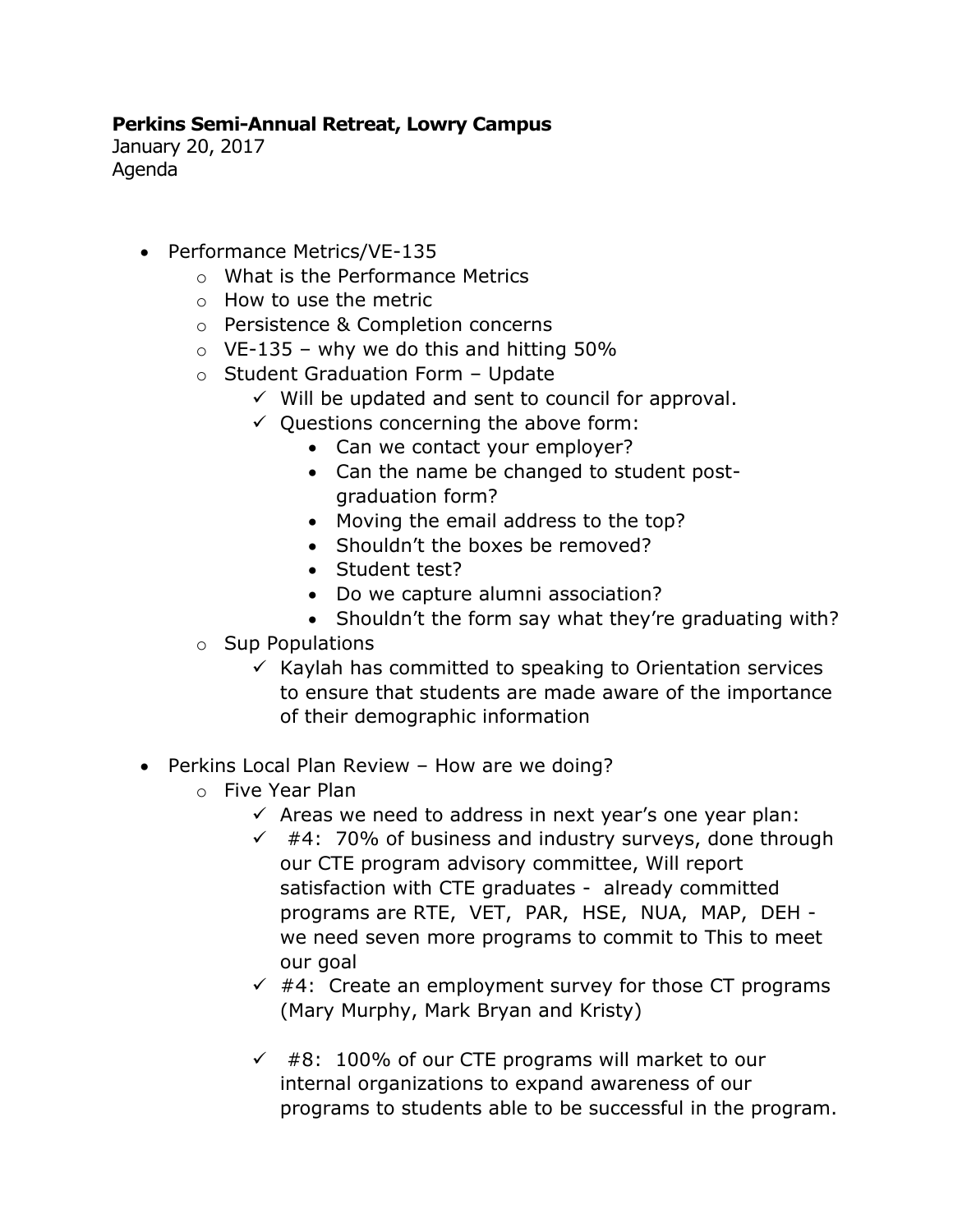**Perkins Semi-Annual Retreat, Lowry Campus**
January 20, 2017
Agenda

- Performance Metrics/VE-135
  - What is the Performance Metrics
  - How to use the metric
  - Persistence & Completion concerns
  - VE-135 – why we do this and hitting 50%
  - Student Graduation Form – Update
    - ✓ Will be updated and sent to council for approval.
    - ✓ Questions concerning the above form:
      - Can we contact your employer?
      - Can the name be changed to student post-graduation form?
      - Moving the email address to the top?
      - Shouldn't the boxes be removed?
      - Student test?
      - Do we capture alumni association?
      - Shouldn't the form say what they're graduating with?
  - Sup Populations
    - ✓ Kaylah has committed to speaking to Orientation services to ensure that students are made aware of the importance of their demographic information

- Perkins Local Plan Review – How are we doing?
  - Five Year Plan
    - ✓ Areas we need to address in next year's one year plan:
    - ✓ #4: 70% of business and industry surveys, done through our CTE program advisory committee, Will report satisfaction with CTE graduates - already committed programs are RTE, VET, PAR, HSE, NUA, MAP, DEH - we need seven more programs to commit to This to meet our goal
    - ✓ #4: Create an employment survey for those CT programs (Mary Murphy, Mark Bryan and Kristy)
    - ✓ #8: 100% of our CTE programs will market to our internal organizations to expand awareness of our programs to students able to be successful in the program.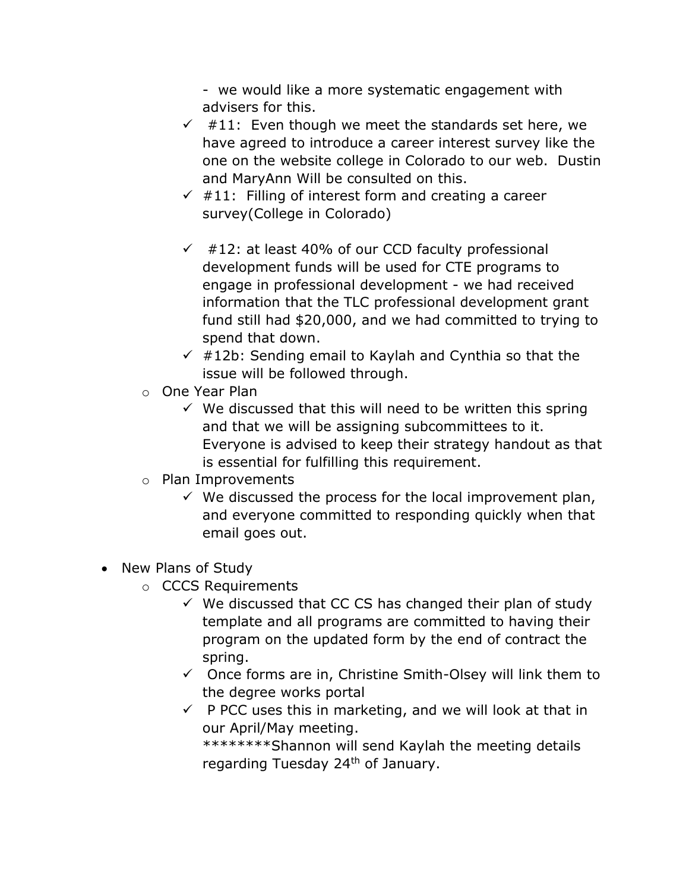- we would like a more systematic engagement with advisers for this.
    - ✓ #11: Even though we meet the standards set here, we have agreed to introduce a career interest survey like the one on the website college in Colorado to our web. Dustin and MaryAnn Will be consulted on this.
    - ✓ #11: Filling of interest form and creating a career survey(College in Colorado)
    - ✓ #12: at least 40% of our CCD faculty professional development funds will be used for CTE programs to engage in professional development - we had received information that the TLC professional development grant fund still had $20,000, and we had committed to trying to spend that down.
    - ✓ #12b: Sending email to Kaylah and Cynthia so that the issue will be followed through.
  - One Year Plan
    - ✓ We discussed that this will need to be written this spring and that we will be assigning subcommittees to it. Everyone is advised to keep their strategy handout as that is essential for fulfilling this requirement.
  - Plan Improvements
    - ✓ We discussed the process for the local improvement plan, and everyone committed to responding quickly when that email goes out.

- New Plans of Study
  - CCCS Requirements
    - ✓ We discussed that CC CS has changed their plan of study template and all programs are committed to having their program on the updated form by the end of contract the spring.
    - ✓ Once forms are in, Christine Smith-Olsey will link them to the degree works portal
    - ✓ P PCC uses this in marketing, and we will look at that in our April/May meeting.
      ********Shannon will send Kaylah the meeting details regarding Tuesday 24th of January.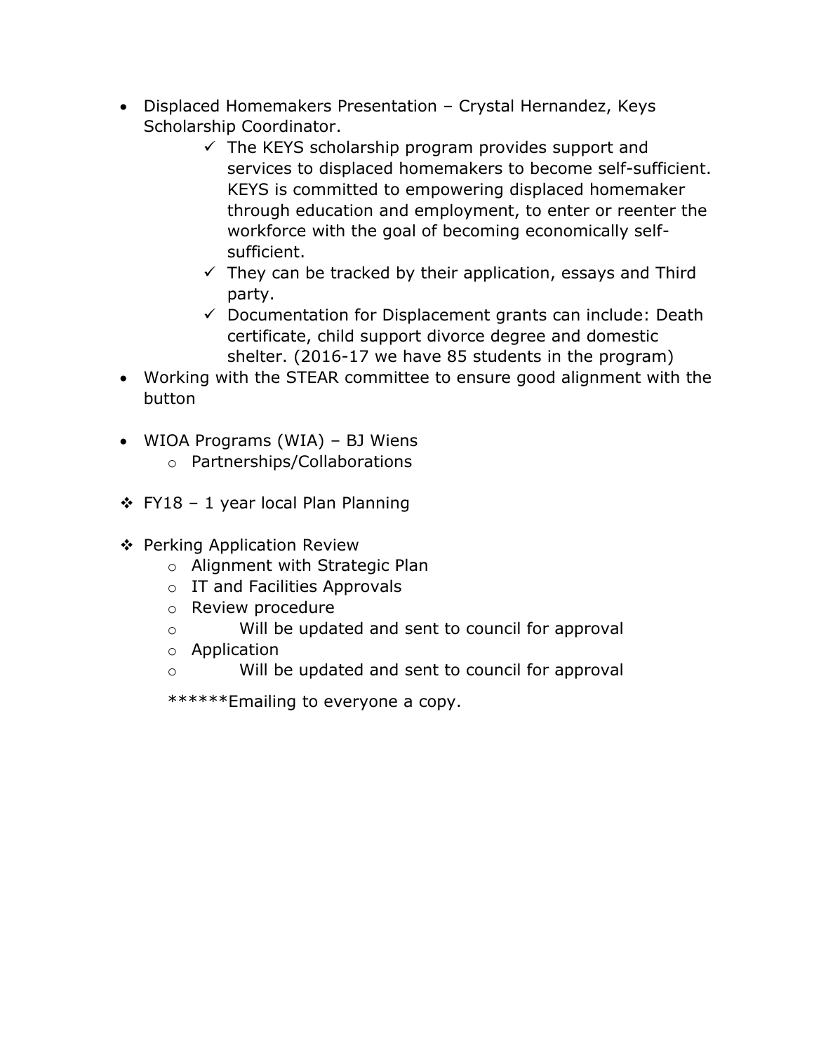- Displaced Homemakers Presentation – Crystal Hernandez, Keys Scholarship Coordinator.
    - ✓ The KEYS scholarship program provides support and services to displaced homemakers to become self-sufficient. KEYS is committed to empowering displaced homemaker through education and employment, to enter or reenter the workforce with the goal of becoming economically self-sufficient.
    - ✓ They can be tracked by their application, essays and Third party.
    - ✓ Documentation for Displacement grants can include: Death certificate, child support divorce degree and domestic shelter. (2016-17 we have 85 students in the program)
- Working with the STEAR committee to ensure good alignment with the button

- WIOA Programs (WIA) – BJ Wiens
    - Partnerships/Collaborations

- ❖ FY18 – 1 year local Plan Planning

- ❖ Perking Application Review
    - Alignment with Strategic Plan
    - IT and Facilities Approvals
    - Review procedure
    - Will be updated and sent to council for approval
    - Application
    - Will be updated and sent to council for approval

******Emailing to everyone a copy.